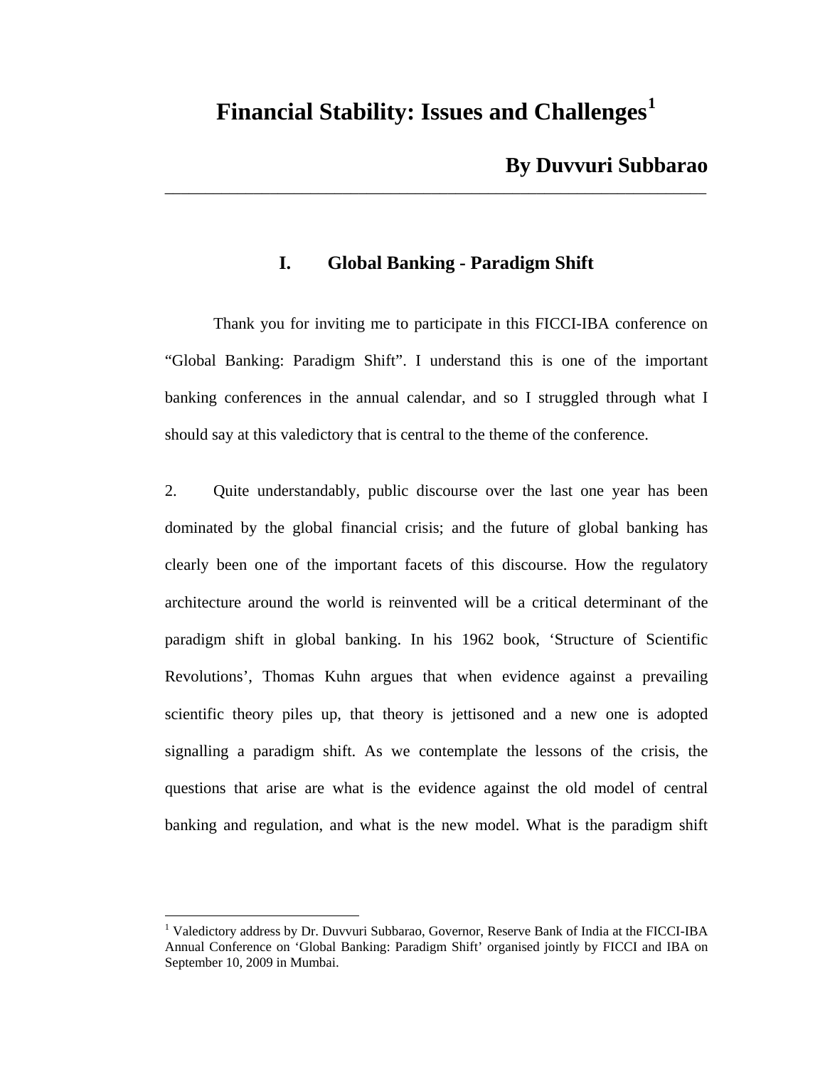# Financial Stability: Issues and Challenges[1]

**By Duvvuri Subbarao**

---

## I. Global Banking - Paradigm Shift

Thank you for inviting me to participate in this FICCI-IBA conference on "Global Banking: Paradigm Shift". I understand this is one of the important banking conferences in the annual calendar, and so I struggled through what I should say at this valedictory that is central to the theme of the conference.

2. Quite understandably, public discourse over the last one year has been dominated by the global financial crisis; and the future of global banking has clearly been one of the important facets of this discourse. How the regulatory architecture around the world is reinvented will be a critical determinant of the paradigm shift in global banking. In his 1962 book, 'Structure of Scientific Revolutions', Thomas Kuhn argues that when evidence against a prevailing scientific theory piles up, that theory is jettisoned and a new one is adopted signalling a paradigm shift. As we contemplate the lessons of the crisis, the questions that arise are what is the evidence against the old model of central banking and regulation, and what is the new model. What is the paradigm shift

---

[1] Valedictory address by Dr. Duvvuri Subbarao, Governor, Reserve Bank of India at the FICCI-IBA Annual Conference on 'Global Banking: Paradigm Shift' organised jointly by FICCI and IBA on September 10, 2009 in Mumbai.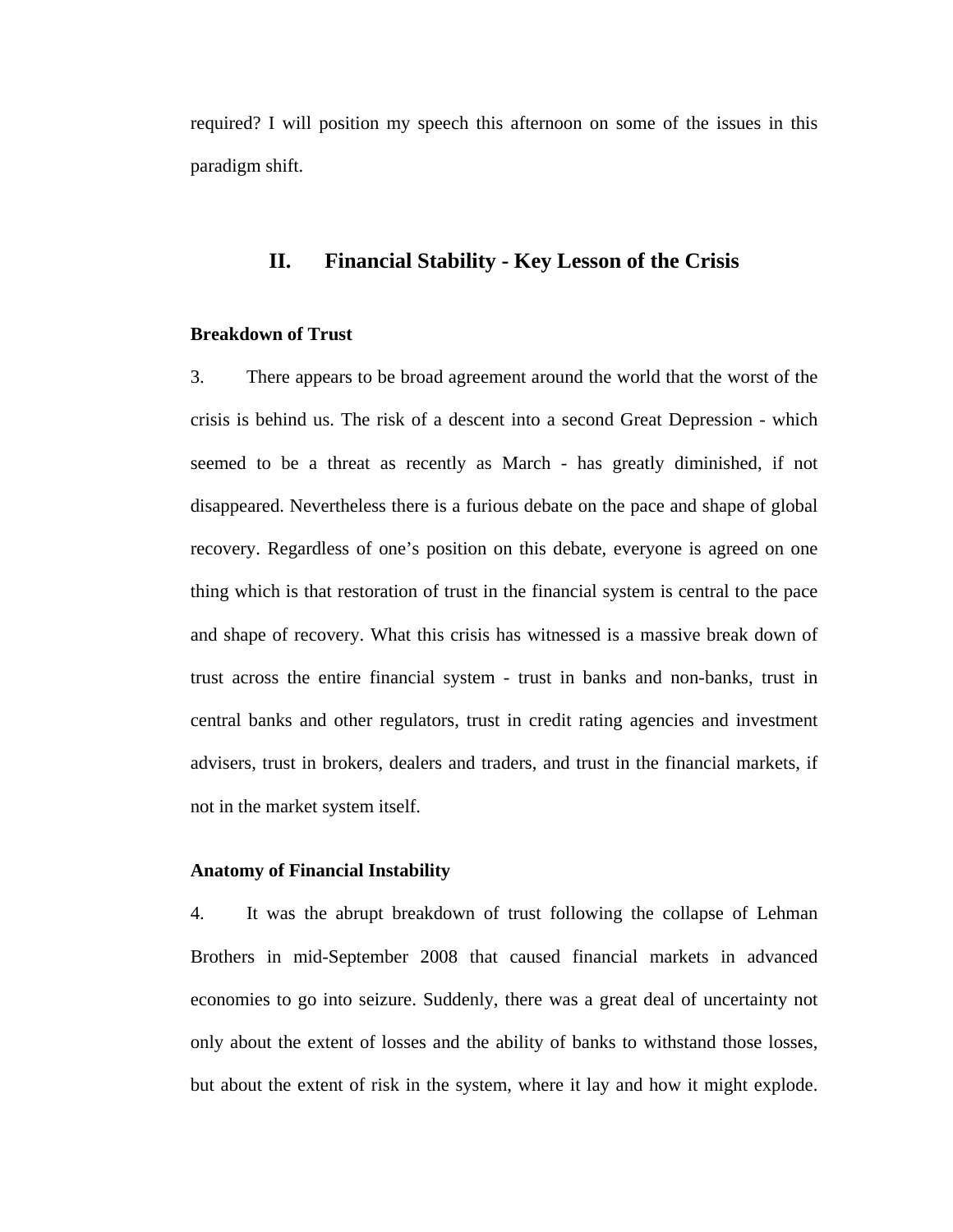required? I will position my speech this afternoon on some of the issues in this paradigm shift.

## II. Financial Stability - Key Lesson of the Crisis

**Breakdown of Trust**

3. There appears to be broad agreement around the world that the worst of the crisis is behind us. The risk of a descent into a second Great Depression - which seemed to be a threat as recently as March - has greatly diminished, if not disappeared. Nevertheless there is a furious debate on the pace and shape of global recovery. Regardless of one's position on this debate, everyone is agreed on one thing which is that restoration of trust in the financial system is central to the pace and shape of recovery. What this crisis has witnessed is a massive break down of trust across the entire financial system - trust in banks and non-banks, trust in central banks and other regulators, trust in credit rating agencies and investment advisers, trust in brokers, dealers and traders, and trust in the financial markets, if not in the market system itself.

**Anatomy of Financial Instability**

4. It was the abrupt breakdown of trust following the collapse of Lehman Brothers in mid-September 2008 that caused financial markets in advanced economies to go into seizure. Suddenly, there was a great deal of uncertainty not only about the extent of losses and the ability of banks to withstand those losses, but about the extent of risk in the system, where it lay and how it might explode.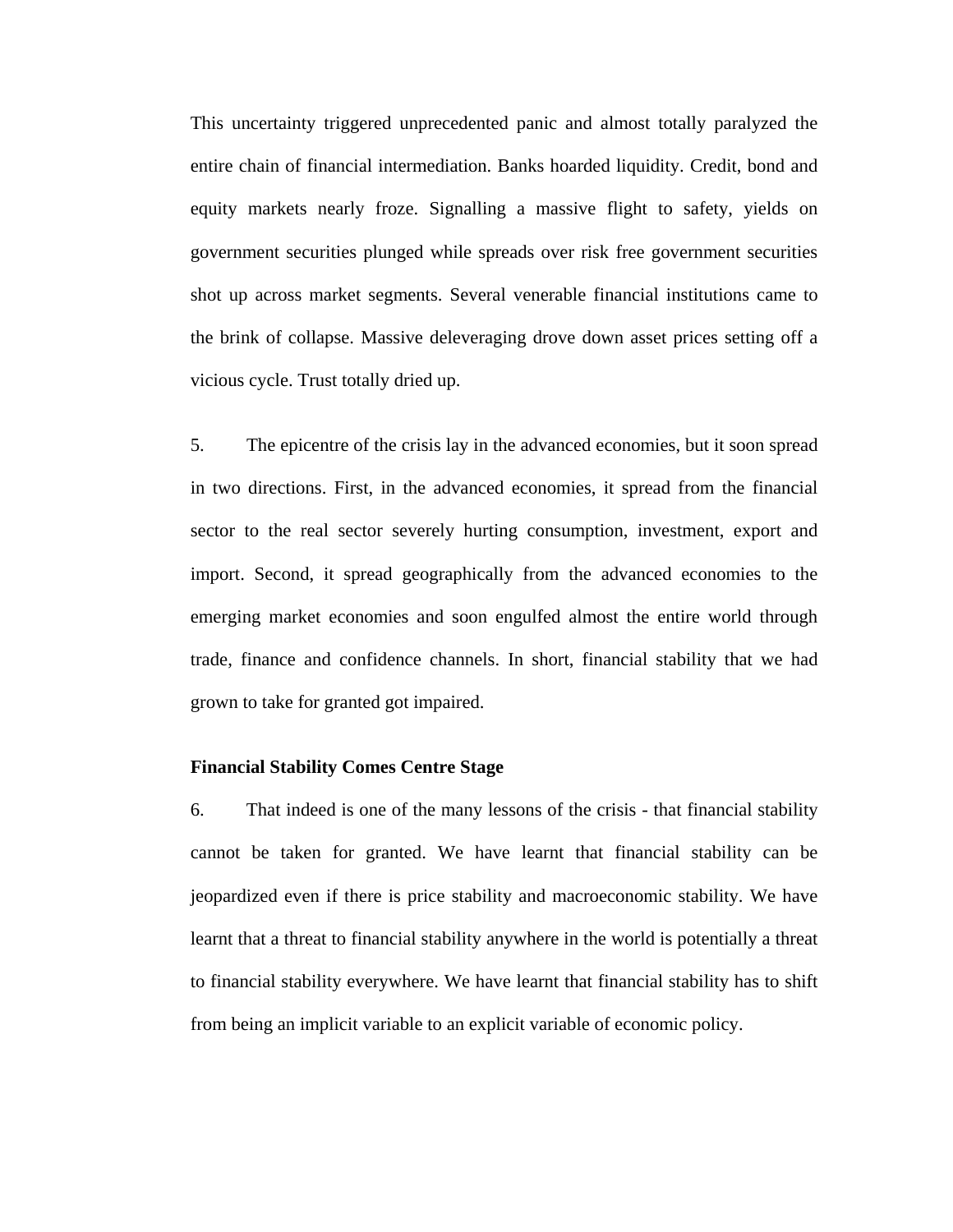This uncertainty triggered unprecedented panic and almost totally paralyzed the entire chain of financial intermediation. Banks hoarded liquidity. Credit, bond and equity markets nearly froze. Signalling a massive flight to safety, yields on government securities plunged while spreads over risk free government securities shot up across market segments. Several venerable financial institutions came to the brink of collapse. Massive deleveraging drove down asset prices setting off a vicious cycle. Trust totally dried up.

5. The epicentre of the crisis lay in the advanced economies, but it soon spread in two directions. First, in the advanced economies, it spread from the financial sector to the real sector severely hurting consumption, investment, export and import. Second, it spread geographically from the advanced economies to the emerging market economies and soon engulfed almost the entire world through trade, finance and confidence channels. In short, financial stability that we had grown to take for granted got impaired.

**Financial Stability Comes Centre Stage**

6. That indeed is one of the many lessons of the crisis - that financial stability cannot be taken for granted. We have learnt that financial stability can be jeopardized even if there is price stability and macroeconomic stability. We have learnt that a threat to financial stability anywhere in the world is potentially a threat to financial stability everywhere. We have learnt that financial stability has to shift from being an implicit variable to an explicit variable of economic policy.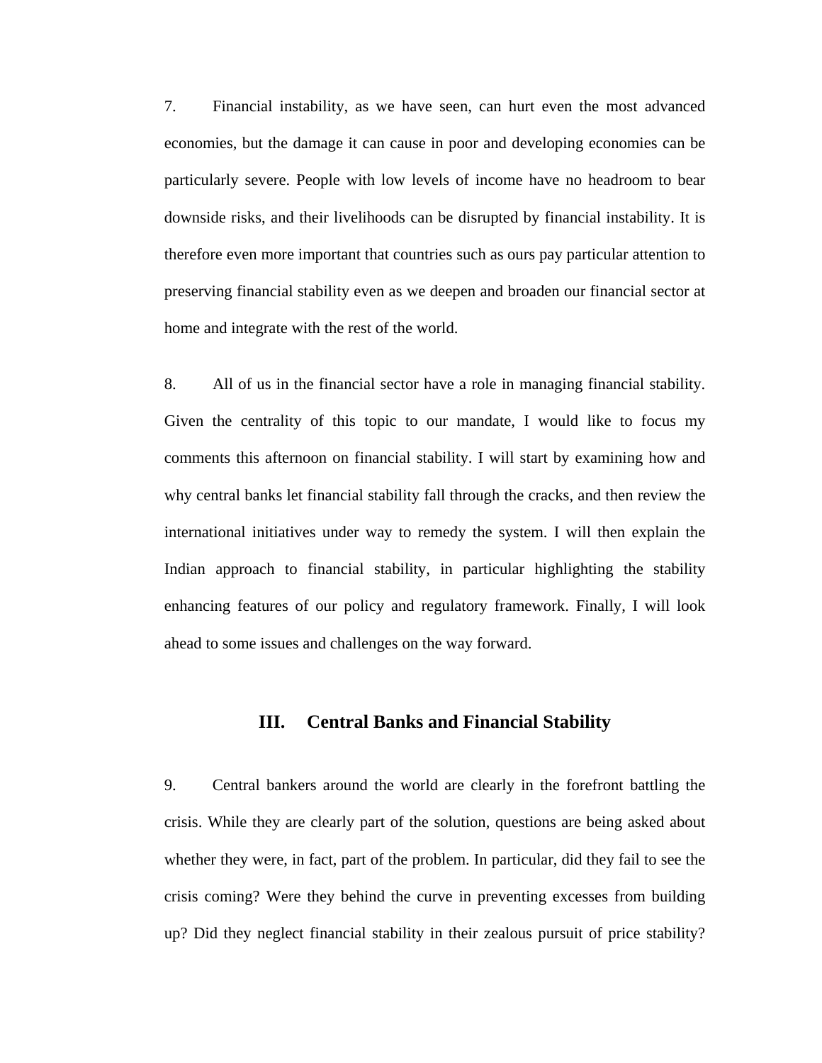7. Financial instability, as we have seen, can hurt even the most advanced economies, but the damage it can cause in poor and developing economies can be particularly severe. People with low levels of income have no headroom to bear downside risks, and their livelihoods can be disrupted by financial instability. It is therefore even more important that countries such as ours pay particular attention to preserving financial stability even as we deepen and broaden our financial sector at home and integrate with the rest of the world.

8. All of us in the financial sector have a role in managing financial stability. Given the centrality of this topic to our mandate, I would like to focus my comments this afternoon on financial stability. I will start by examining how and why central banks let financial stability fall through the cracks, and then review the international initiatives under way to remedy the system. I will then explain the Indian approach to financial stability, in particular highlighting the stability enhancing features of our policy and regulatory framework. Finally, I will look ahead to some issues and challenges on the way forward.

## III. Central Banks and Financial Stability

9. Central bankers around the world are clearly in the forefront battling the crisis. While they are clearly part of the solution, questions are being asked about whether they were, in fact, part of the problem. In particular, did they fail to see the crisis coming? Were they behind the curve in preventing excesses from building up? Did they neglect financial stability in their zealous pursuit of price stability?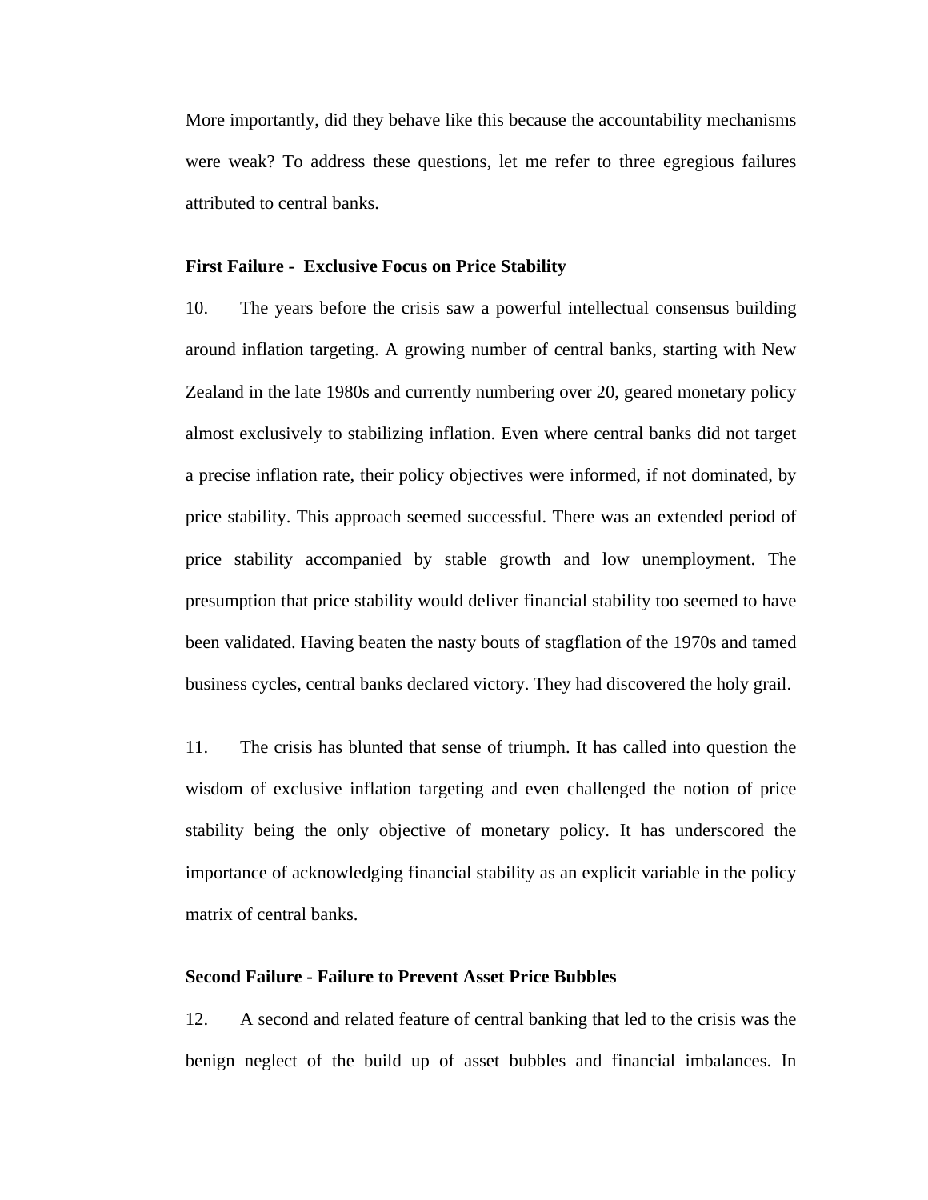More importantly, did they behave like this because the accountability mechanisms were weak? To address these questions, let me refer to three egregious failures attributed to central banks.

**First Failure - Exclusive Focus on Price Stability**

10. The years before the crisis saw a powerful intellectual consensus building around inflation targeting. A growing number of central banks, starting with New Zealand in the late 1980s and currently numbering over 20, geared monetary policy almost exclusively to stabilizing inflation. Even where central banks did not target a precise inflation rate, their policy objectives were informed, if not dominated, by price stability. This approach seemed successful. There was an extended period of price stability accompanied by stable growth and low unemployment. The presumption that price stability would deliver financial stability too seemed to have been validated. Having beaten the nasty bouts of stagflation of the 1970s and tamed business cycles, central banks declared victory. They had discovered the holy grail.

11. The crisis has blunted that sense of triumph. It has called into question the wisdom of exclusive inflation targeting and even challenged the notion of price stability being the only objective of monetary policy. It has underscored the importance of acknowledging financial stability as an explicit variable in the policy matrix of central banks.

**Second Failure - Failure to Prevent Asset Price Bubbles**

12. A second and related feature of central banking that led to the crisis was the benign neglect of the build up of asset bubbles and financial imbalances. In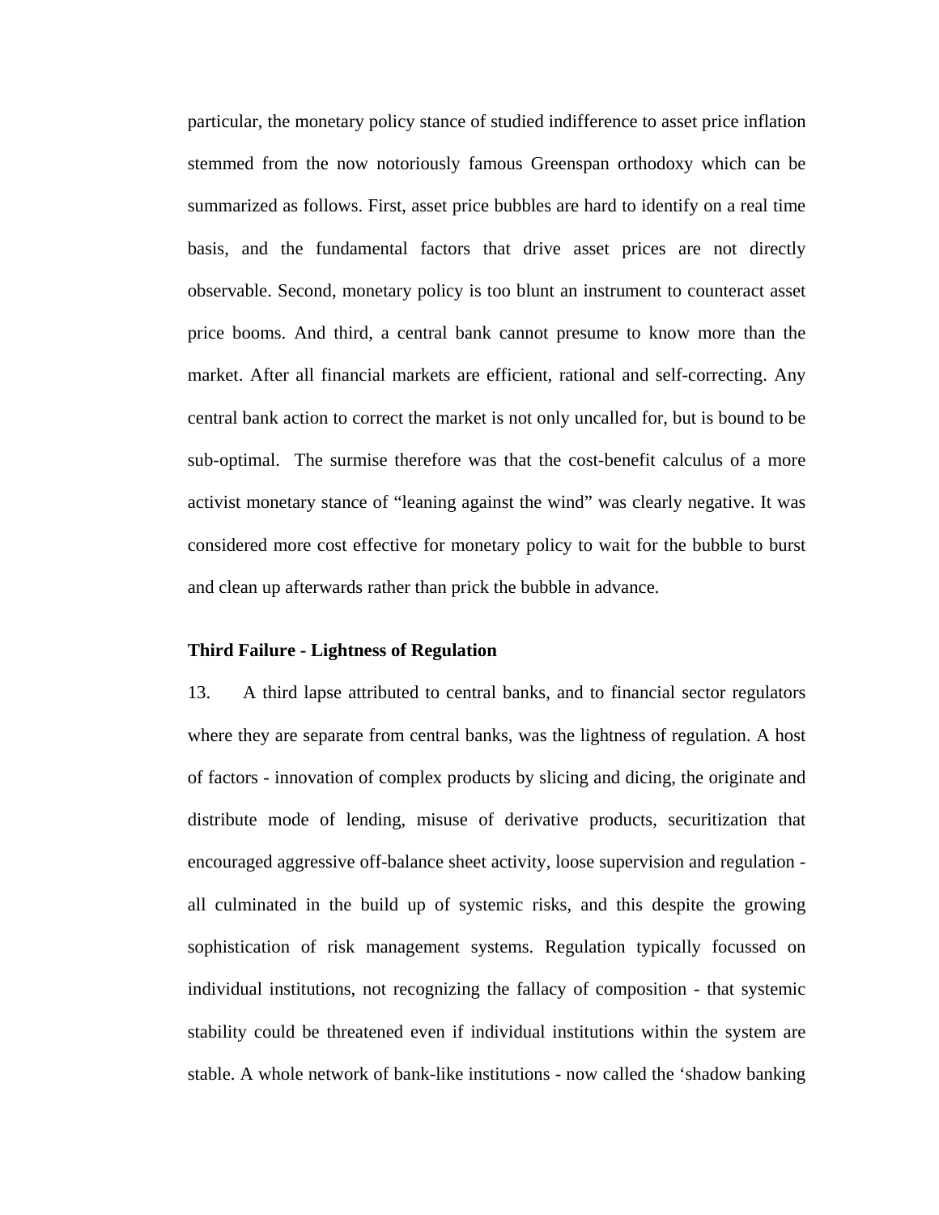particular, the monetary policy stance of studied indifference to asset price inflation stemmed from the now notoriously famous Greenspan orthodoxy which can be summarized as follows. First, asset price bubbles are hard to identify on a real time basis, and the fundamental factors that drive asset prices are not directly observable. Second, monetary policy is too blunt an instrument to counteract asset price booms. And third, a central bank cannot presume to know more than the market. After all financial markets are efficient, rational and self-correcting. Any central bank action to correct the market is not only uncalled for, but is bound to be sub-optimal. The surmise therefore was that the cost-benefit calculus of a more activist monetary stance of "leaning against the wind" was clearly negative. It was considered more cost effective for monetary policy to wait for the bubble to burst and clean up afterwards rather than prick the bubble in advance.

**Third Failure - Lightness of Regulation**

13. A third lapse attributed to central banks, and to financial sector regulators where they are separate from central banks, was the lightness of regulation. A host of factors - innovation of complex products by slicing and dicing, the originate and distribute mode of lending, misuse of derivative products, securitization that encouraged aggressive off-balance sheet activity, loose supervision and regulation - all culminated in the build up of systemic risks, and this despite the growing sophistication of risk management systems. Regulation typically focussed on individual institutions, not recognizing the fallacy of composition - that systemic stability could be threatened even if individual institutions within the system are stable. A whole network of bank-like institutions - now called the 'shadow banking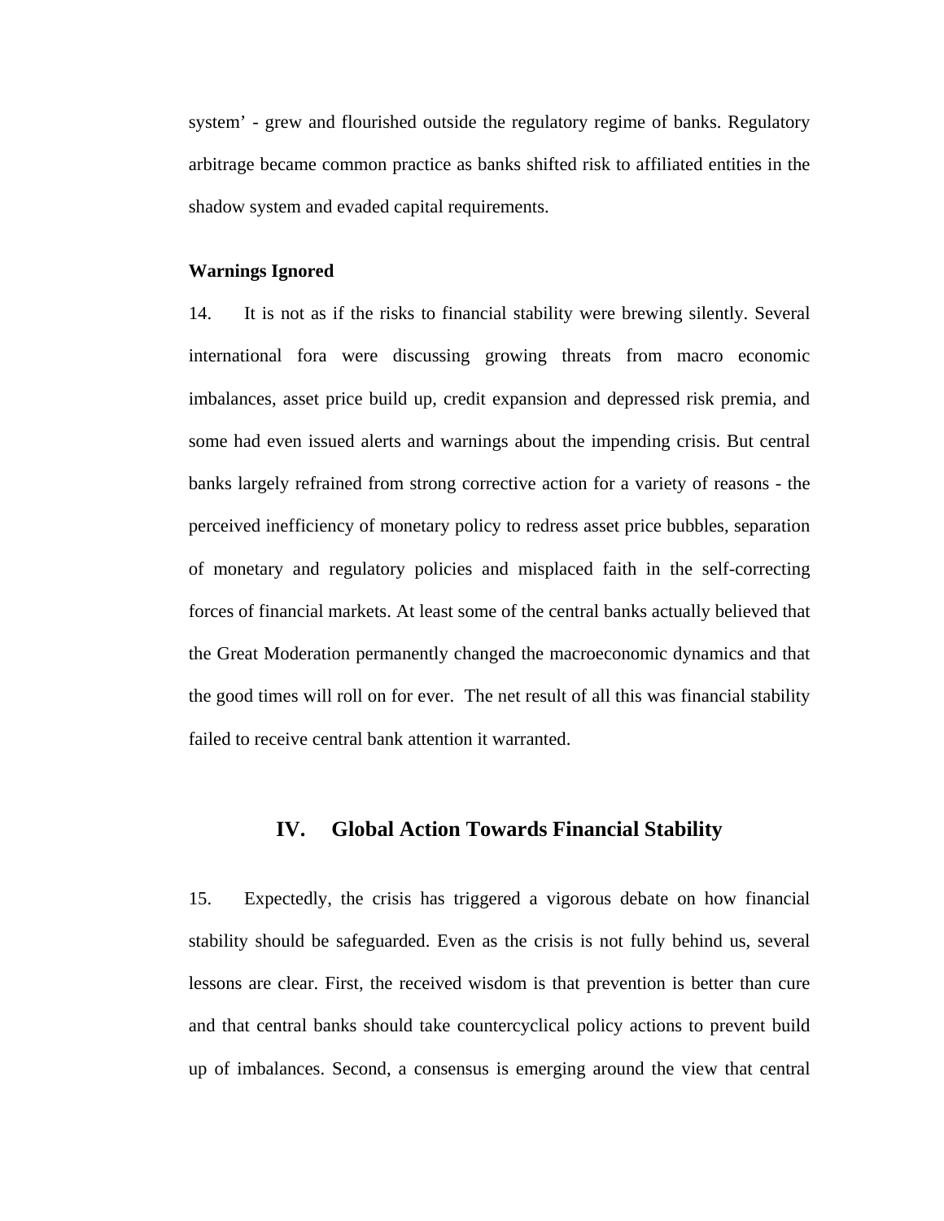system' - grew and flourished outside the regulatory regime of banks. Regulatory arbitrage became common practice as banks shifted risk to affiliated entities in the shadow system and evaded capital requirements.

**Warnings Ignored**

14. It is not as if the risks to financial stability were brewing silently. Several international fora were discussing growing threats from macro economic imbalances, asset price build up, credit expansion and depressed risk premia, and some had even issued alerts and warnings about the impending crisis. But central banks largely refrained from strong corrective action for a variety of reasons - the perceived inefficiency of monetary policy to redress asset price bubbles, separation of monetary and regulatory policies and misplaced faith in the self-correcting forces of financial markets. At least some of the central banks actually believed that the Great Moderation permanently changed the macroeconomic dynamics and that the good times will roll on for ever. The net result of all this was financial stability failed to receive central bank attention it warranted.

## IV. Global Action Towards Financial Stability

15. Expectedly, the crisis has triggered a vigorous debate on how financial stability should be safeguarded. Even as the crisis is not fully behind us, several lessons are clear. First, the received wisdom is that prevention is better than cure and that central banks should take countercyclical policy actions to prevent build up of imbalances. Second, a consensus is emerging around the view that central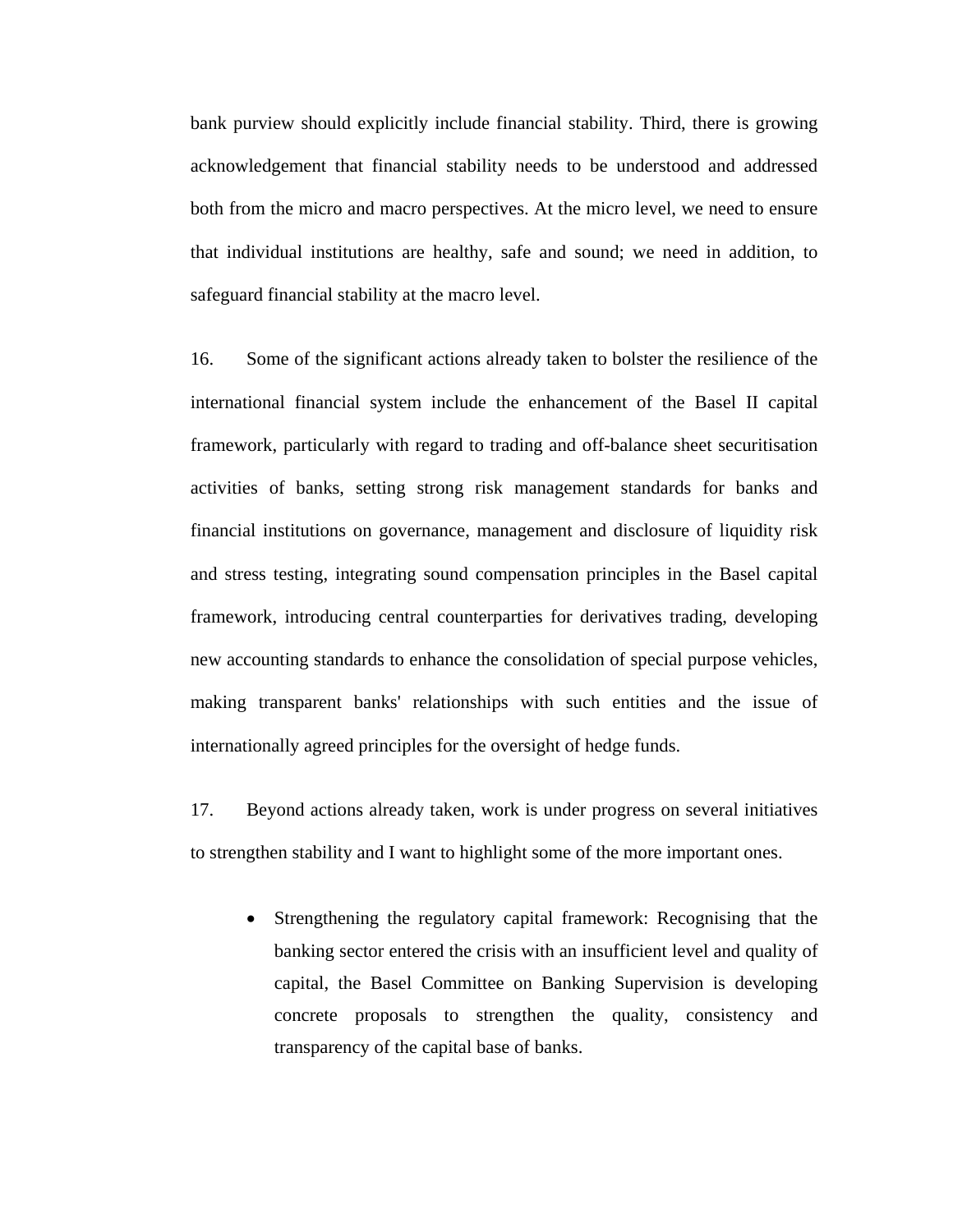bank purview should explicitly include financial stability. Third, there is growing acknowledgement that financial stability needs to be understood and addressed both from the micro and macro perspectives. At the micro level, we need to ensure that individual institutions are healthy, safe and sound; we need in addition, to safeguard financial stability at the macro level.

16. Some of the significant actions already taken to bolster the resilience of the international financial system include the enhancement of the Basel II capital framework, particularly with regard to trading and off-balance sheet securitisation activities of banks, setting strong risk management standards for banks and financial institutions on governance, management and disclosure of liquidity risk and stress testing, integrating sound compensation principles in the Basel capital framework, introducing central counterparties for derivatives trading, developing new accounting standards to enhance the consolidation of special purpose vehicles, making transparent banks' relationships with such entities and the issue of internationally agreed principles for the oversight of hedge funds.

17. Beyond actions already taken, work is under progress on several initiatives to strengthen stability and I want to highlight some of the more important ones.

- Strengthening the regulatory capital framework: Recognising that the banking sector entered the crisis with an insufficient level and quality of capital, the Basel Committee on Banking Supervision is developing concrete proposals to strengthen the quality, consistency and transparency of the capital base of banks.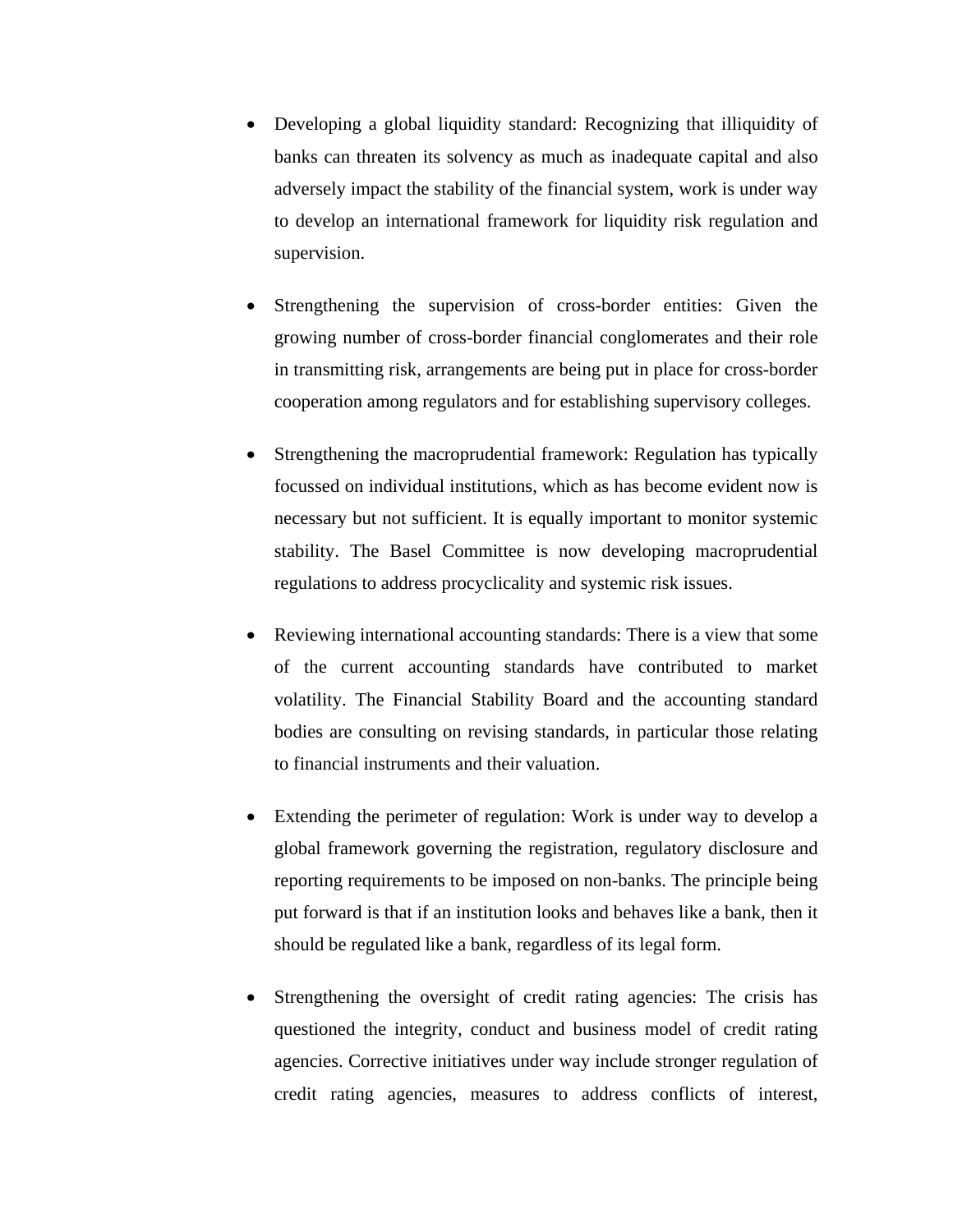- Developing a global liquidity standard: Recognizing that illiquidity of banks can threaten its solvency as much as inadequate capital and also adversely impact the stability of the financial system, work is under way to develop an international framework for liquidity risk regulation and supervision.

- Strengthening the supervision of cross-border entities: Given the growing number of cross-border financial conglomerates and their role in transmitting risk, arrangements are being put in place for cross-border cooperation among regulators and for establishing supervisory colleges.

- Strengthening the macroprudential framework: Regulation has typically focussed on individual institutions, which as has become evident now is necessary but not sufficient. It is equally important to monitor systemic stability. The Basel Committee is now developing macroprudential regulations to address procyclicality and systemic risk issues.

- Reviewing international accounting standards: There is a view that some of the current accounting standards have contributed to market volatility. The Financial Stability Board and the accounting standard bodies are consulting on revising standards, in particular those relating to financial instruments and their valuation.

- Extending the perimeter of regulation: Work is under way to develop a global framework governing the registration, regulatory disclosure and reporting requirements to be imposed on non-banks. The principle being put forward is that if an institution looks and behaves like a bank, then it should be regulated like a bank, regardless of its legal form.

- Strengthening the oversight of credit rating agencies: The crisis has questioned the integrity, conduct and business model of credit rating agencies. Corrective initiatives under way include stronger regulation of credit rating agencies, measures to address conflicts of interest,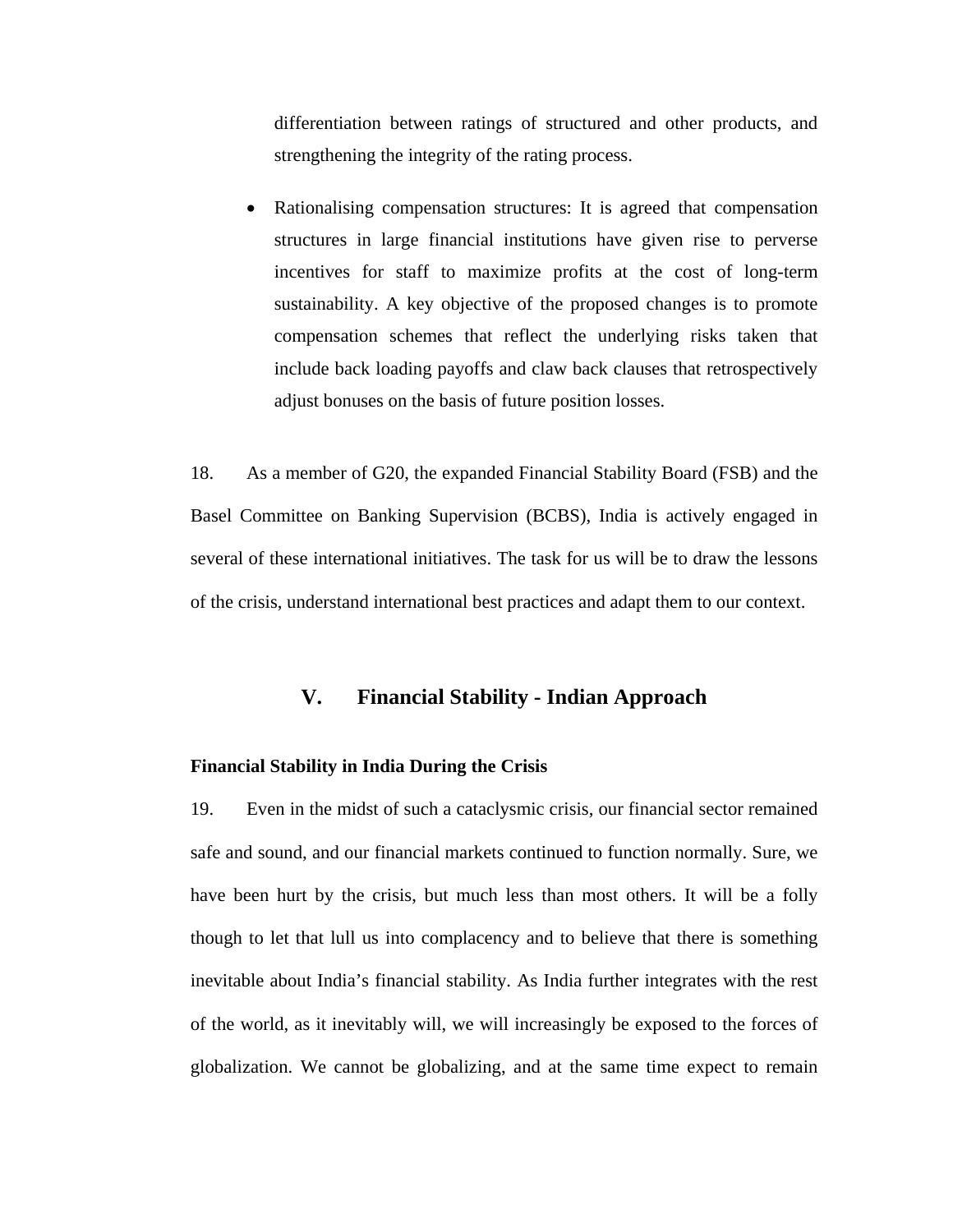differentiation between ratings of structured and other products, and strengthening the integrity of the rating process.

- Rationalising compensation structures: It is agreed that compensation structures in large financial institutions have given rise to perverse incentives for staff to maximize profits at the cost of long-term sustainability. A key objective of the proposed changes is to promote compensation schemes that reflect the underlying risks taken that include back loading payoffs and claw back clauses that retrospectively adjust bonuses on the basis of future position losses.

18. As a member of G20, the expanded Financial Stability Board (FSB) and the Basel Committee on Banking Supervision (BCBS), India is actively engaged in several of these international initiatives. The task for us will be to draw the lessons of the crisis, understand international best practices and adapt them to our context.

## V. Financial Stability - Indian Approach

**Financial Stability in India During the Crisis**

19. Even in the midst of such a cataclysmic crisis, our financial sector remained safe and sound, and our financial markets continued to function normally. Sure, we have been hurt by the crisis, but much less than most others. It will be a folly though to let that lull us into complacency and to believe that there is something inevitable about India's financial stability. As India further integrates with the rest of the world, as it inevitably will, we will increasingly be exposed to the forces of globalization. We cannot be globalizing, and at the same time expect to remain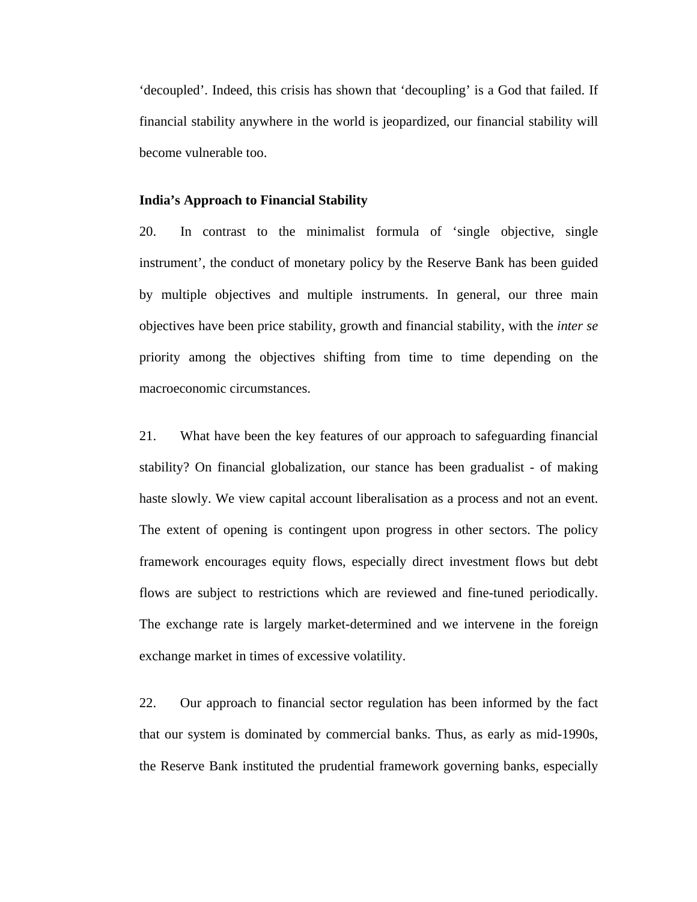'decoupled'. Indeed, this crisis has shown that 'decoupling' is a God that failed. If financial stability anywhere in the world is jeopardized, our financial stability will become vulnerable too.

**India's Approach to Financial Stability**

20. In contrast to the minimalist formula of 'single objective, single instrument', the conduct of monetary policy by the Reserve Bank has been guided by multiple objectives and multiple instruments. In general, our three main objectives have been price stability, growth and financial stability, with the *inter se* priority among the objectives shifting from time to time depending on the macroeconomic circumstances.

21. What have been the key features of our approach to safeguarding financial stability? On financial globalization, our stance has been gradualist - of making haste slowly. We view capital account liberalisation as a process and not an event. The extent of opening is contingent upon progress in other sectors. The policy framework encourages equity flows, especially direct investment flows but debt flows are subject to restrictions which are reviewed and fine-tuned periodically. The exchange rate is largely market-determined and we intervene in the foreign exchange market in times of excessive volatility.

22. Our approach to financial sector regulation has been informed by the fact that our system is dominated by commercial banks. Thus, as early as mid-1990s, the Reserve Bank instituted the prudential framework governing banks, especially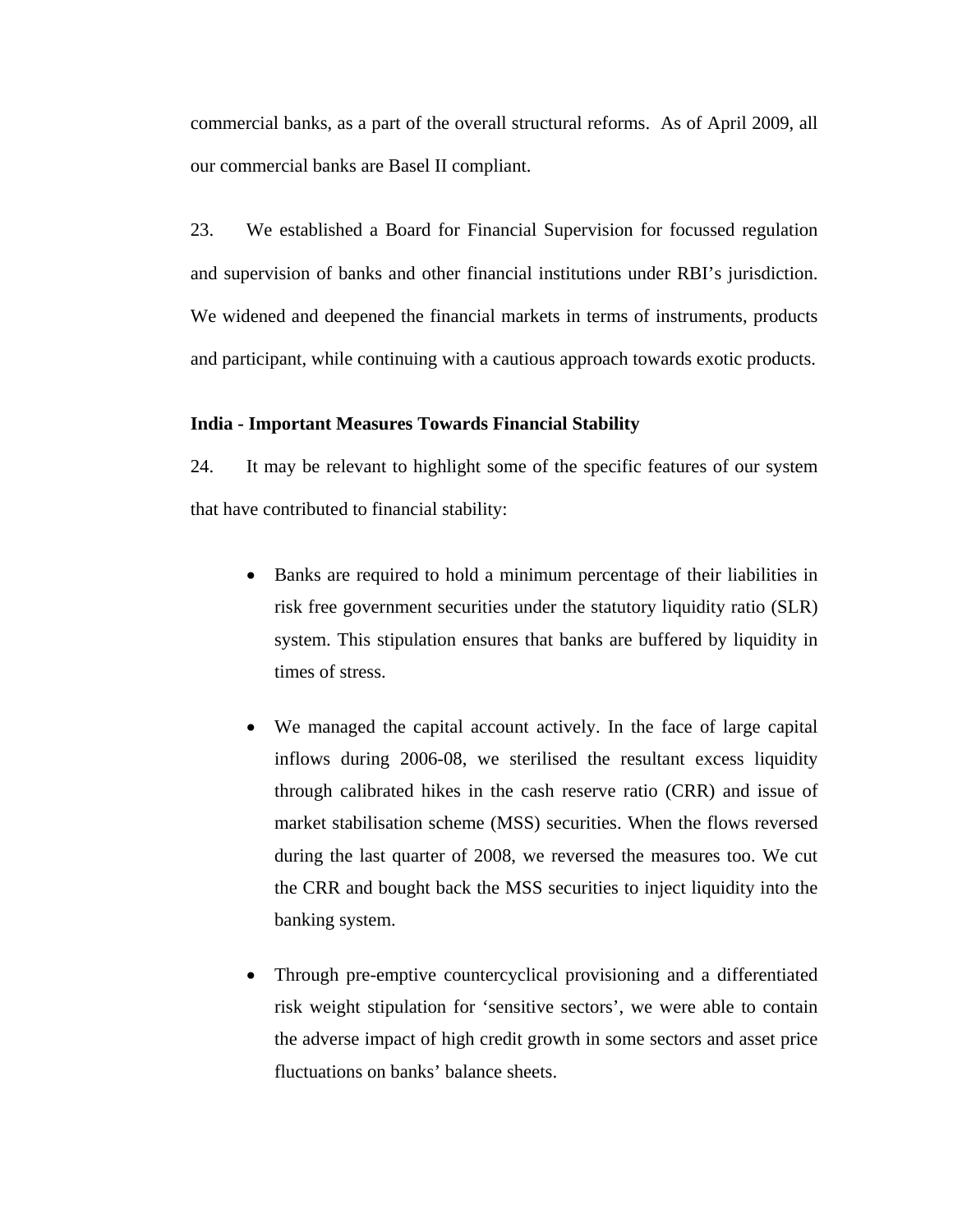commercial banks, as a part of the overall structural reforms. As of April 2009, all our commercial banks are Basel II compliant.

23. We established a Board for Financial Supervision for focussed regulation and supervision of banks and other financial institutions under RBI's jurisdiction. We widened and deepened the financial markets in terms of instruments, products and participant, while continuing with a cautious approach towards exotic products.

**India - Important Measures Towards Financial Stability**

24. It may be relevant to highlight some of the specific features of our system that have contributed to financial stability:

- Banks are required to hold a minimum percentage of their liabilities in risk free government securities under the statutory liquidity ratio (SLR) system. This stipulation ensures that banks are buffered by liquidity in times of stress.

- We managed the capital account actively. In the face of large capital inflows during 2006-08, we sterilised the resultant excess liquidity through calibrated hikes in the cash reserve ratio (CRR) and issue of market stabilisation scheme (MSS) securities. When the flows reversed during the last quarter of 2008, we reversed the measures too. We cut the CRR and bought back the MSS securities to inject liquidity into the banking system.

- Through pre-emptive countercyclical provisioning and a differentiated risk weight stipulation for 'sensitive sectors', we were able to contain the adverse impact of high credit growth in some sectors and asset price fluctuations on banks' balance sheets.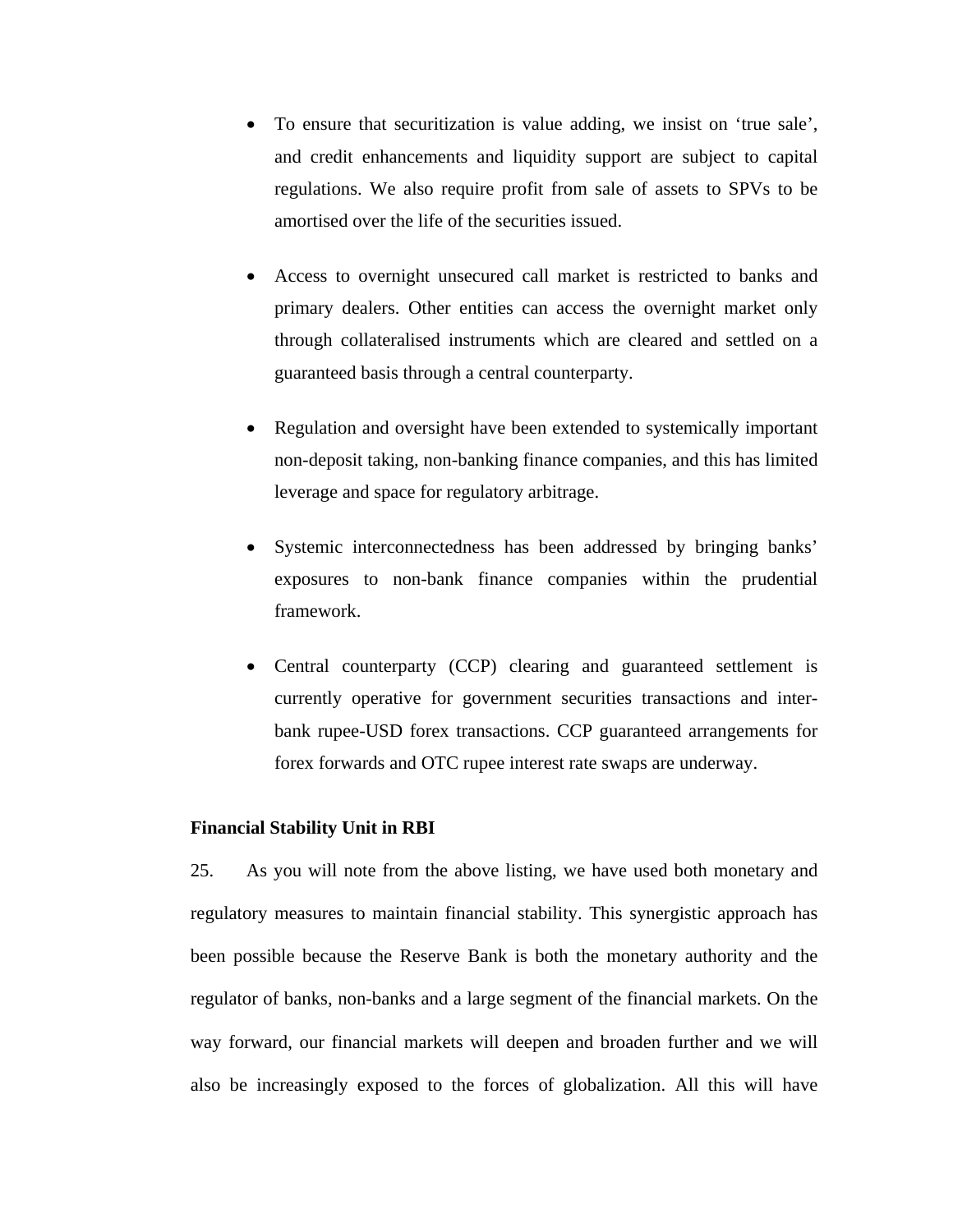- To ensure that securitization is value adding, we insist on ‘true sale’, and credit enhancements and liquidity support are subject to capital regulations. We also require profit from sale of assets to SPVs to be amortised over the life of the securities issued.

- Access to overnight unsecured call market is restricted to banks and primary dealers. Other entities can access the overnight market only through collateralised instruments which are cleared and settled on a guaranteed basis through a central counterparty.

- Regulation and oversight have been extended to systemically important non-deposit taking, non-banking finance companies, and this has limited leverage and space for regulatory arbitrage.

- Systemic interconnectedness has been addressed by bringing banks’ exposures to non-bank finance companies within the prudential framework.

- Central counterparty (CCP) clearing and guaranteed settlement is currently operative for government securities transactions and inter-bank rupee-USD forex transactions. CCP guaranteed arrangements for forex forwards and OTC rupee interest rate swaps are underway.

**Financial Stability Unit in RBI**

25. As you will note from the above listing, we have used both monetary and regulatory measures to maintain financial stability. This synergistic approach has been possible because the Reserve Bank is both the monetary authority and the regulator of banks, non-banks and a large segment of the financial markets. On the way forward, our financial markets will deepen and broaden further and we will also be increasingly exposed to the forces of globalization. All this will have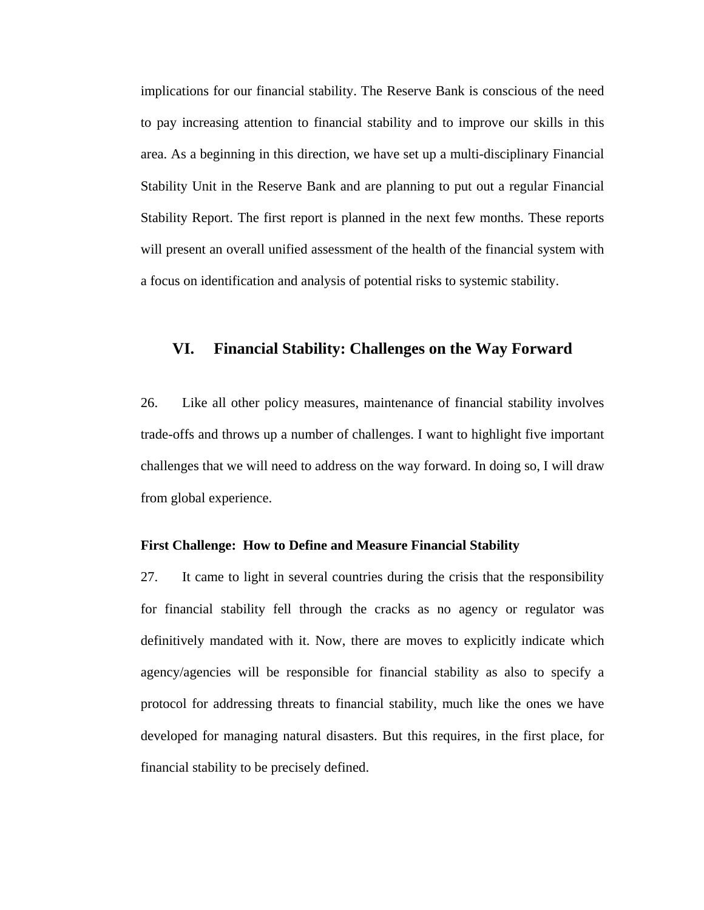implications for our financial stability. The Reserve Bank is conscious of the need to pay increasing attention to financial stability and to improve our skills in this area. As a beginning in this direction, we have set up a multi-disciplinary Financial Stability Unit in the Reserve Bank and are planning to put out a regular Financial Stability Report. The first report is planned in the next few months. These reports will present an overall unified assessment of the health of the financial system with a focus on identification and analysis of potential risks to systemic stability.

## VI. Financial Stability: Challenges on the Way Forward

26. Like all other policy measures, maintenance of financial stability involves trade-offs and throws up a number of challenges. I want to highlight five important challenges that we will need to address on the way forward. In doing so, I will draw from global experience.

**First Challenge: How to Define and Measure Financial Stability**

27. It came to light in several countries during the crisis that the responsibility for financial stability fell through the cracks as no agency or regulator was definitively mandated with it. Now, there are moves to explicitly indicate which agency/agencies will be responsible for financial stability as also to specify a protocol for addressing threats to financial stability, much like the ones we have developed for managing natural disasters. But this requires, in the first place, for financial stability to be precisely defined.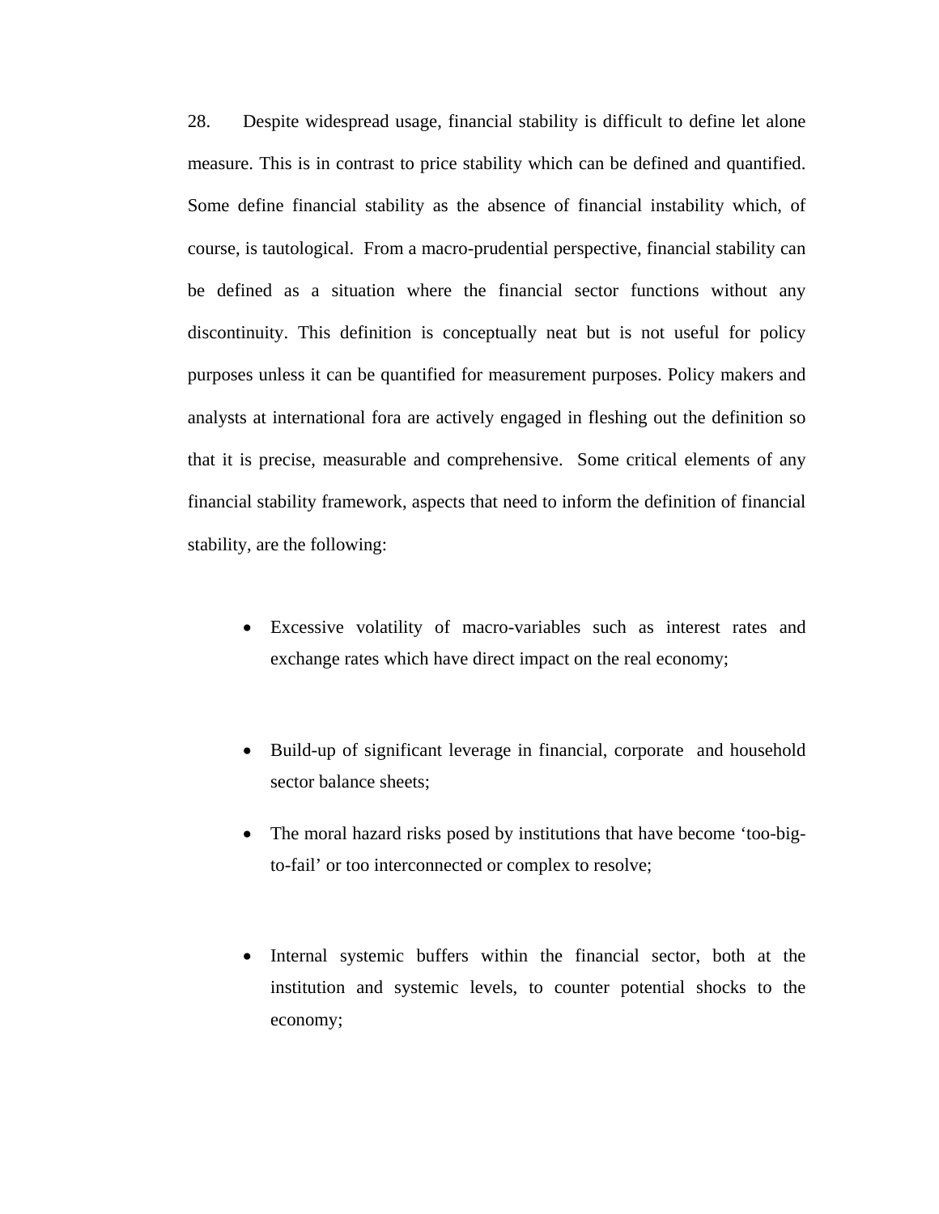28. Despite widespread usage, financial stability is difficult to define let alone measure. This is in contrast to price stability which can be defined and quantified. Some define financial stability as the absence of financial instability which, of course, is tautological. From a macro-prudential perspective, financial stability can be defined as a situation where the financial sector functions without any discontinuity. This definition is conceptually neat but is not useful for policy purposes unless it can be quantified for measurement purposes. Policy makers and analysts at international fora are actively engaged in fleshing out the definition so that it is precise, measurable and comprehensive. Some critical elements of any financial stability framework, aspects that need to inform the definition of financial stability, are the following:

- Excessive volatility of macro-variables such as interest rates and exchange rates which have direct impact on the real economy;

- Build-up of significant leverage in financial, corporate and household sector balance sheets;

- The moral hazard risks posed by institutions that have become 'too-big-to-fail' or too interconnected or complex to resolve;

- Internal systemic buffers within the financial sector, both at the institution and systemic levels, to counter potential shocks to the economy;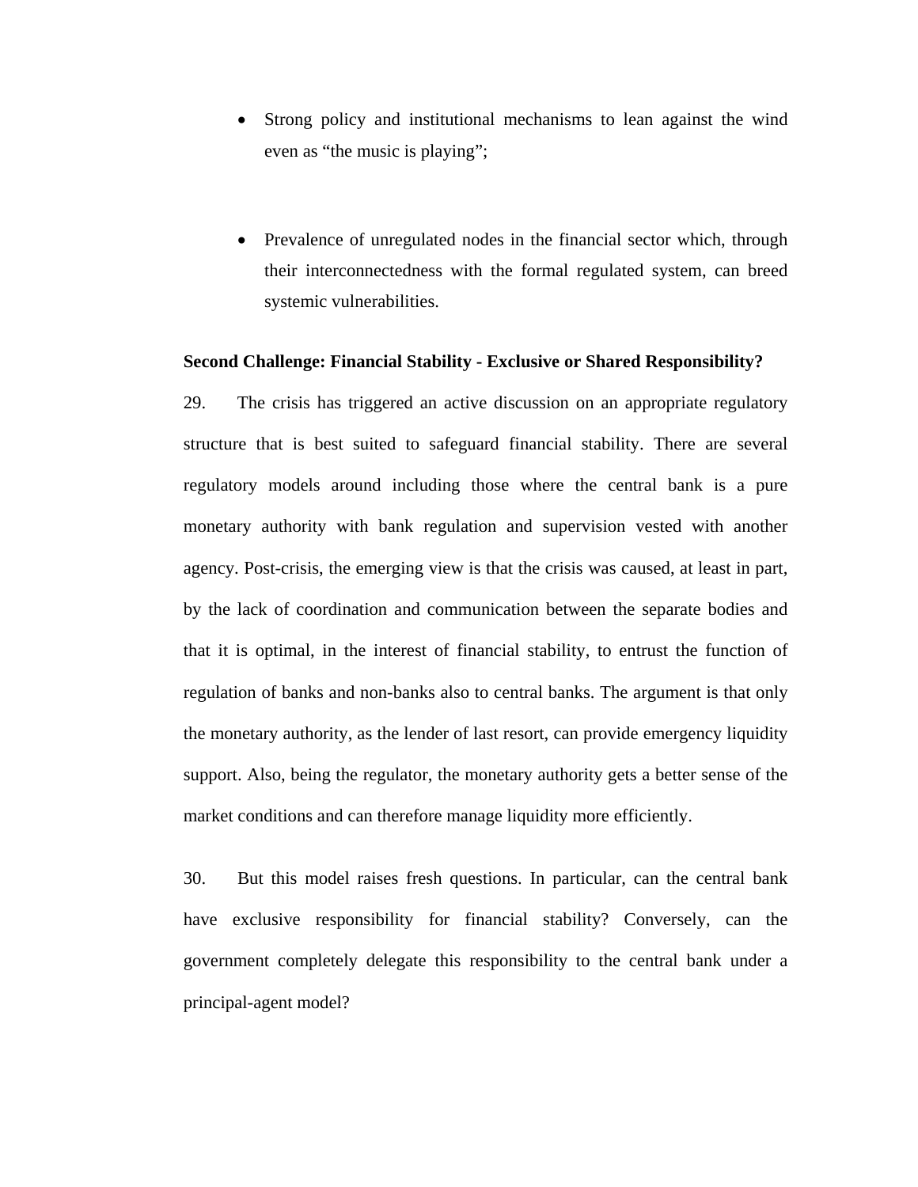- Strong policy and institutional mechanisms to lean against the wind even as “the music is playing”;

- Prevalence of unregulated nodes in the financial sector which, through their interconnectedness with the formal regulated system, can breed systemic vulnerabilities.

**Second Challenge: Financial Stability - Exclusive or Shared Responsibility?**

29. The crisis has triggered an active discussion on an appropriate regulatory structure that is best suited to safeguard financial stability. There are several regulatory models around including those where the central bank is a pure monetary authority with bank regulation and supervision vested with another agency. Post-crisis, the emerging view is that the crisis was caused, at least in part, by the lack of coordination and communication between the separate bodies and that it is optimal, in the interest of financial stability, to entrust the function of regulation of banks and non-banks also to central banks. The argument is that only the monetary authority, as the lender of last resort, can provide emergency liquidity support. Also, being the regulator, the monetary authority gets a better sense of the market conditions and can therefore manage liquidity more efficiently.

30. But this model raises fresh questions. In particular, can the central bank have exclusive responsibility for financial stability? Conversely, can the government completely delegate this responsibility to the central bank under a principal-agent model?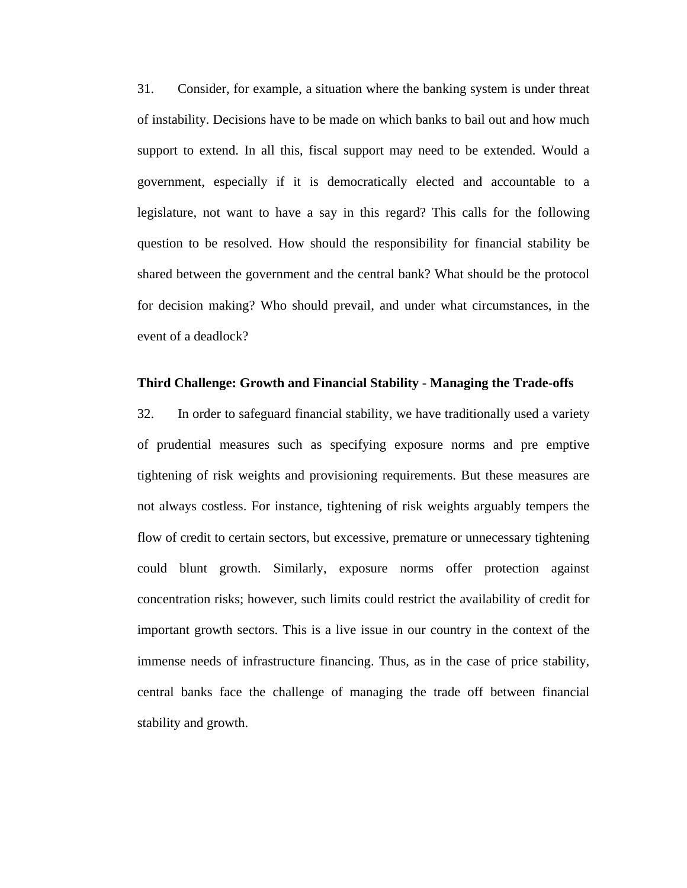31. Consider, for example, a situation where the banking system is under threat of instability. Decisions have to be made on which banks to bail out and how much support to extend. In all this, fiscal support may need to be extended. Would a government, especially if it is democratically elected and accountable to a legislature, not want to have a say in this regard? This calls for the following question to be resolved. How should the responsibility for financial stability be shared between the government and the central bank? What should be the protocol for decision making? Who should prevail, and under what circumstances, in the event of a deadlock?

**Third Challenge: Growth and Financial Stability - Managing the Trade-offs**

32. In order to safeguard financial stability, we have traditionally used a variety of prudential measures such as specifying exposure norms and pre emptive tightening of risk weights and provisioning requirements. But these measures are not always costless. For instance, tightening of risk weights arguably tempers the flow of credit to certain sectors, but excessive, premature or unnecessary tightening could blunt growth. Similarly, exposure norms offer protection against concentration risks; however, such limits could restrict the availability of credit for important growth sectors. This is a live issue in our country in the context of the immense needs of infrastructure financing. Thus, as in the case of price stability, central banks face the challenge of managing the trade off between financial stability and growth.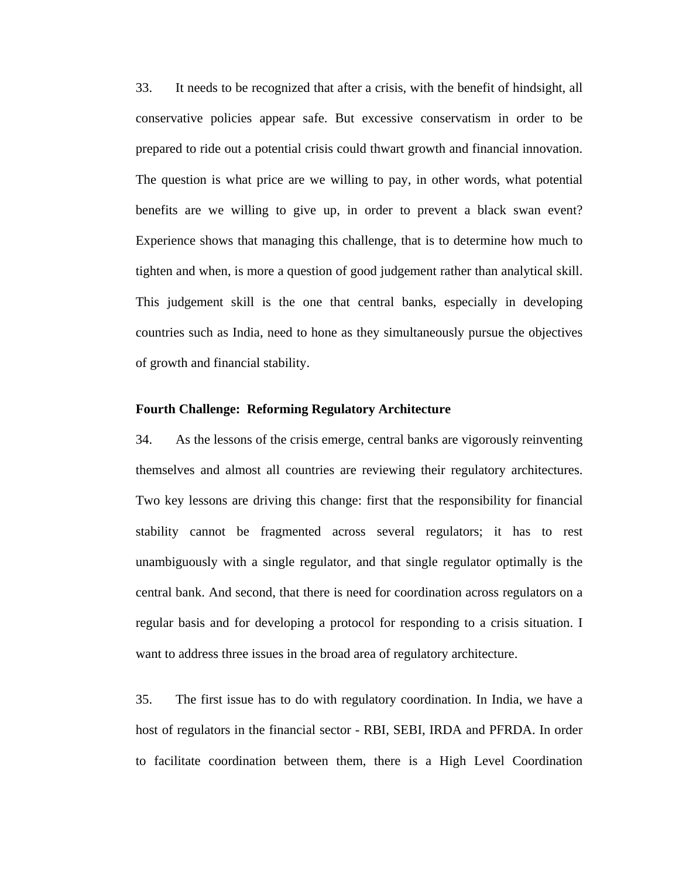33. It needs to be recognized that after a crisis, with the benefit of hindsight, all conservative policies appear safe. But excessive conservatism in order to be prepared to ride out a potential crisis could thwart growth and financial innovation. The question is what price are we willing to pay, in other words, what potential benefits are we willing to give up, in order to prevent a black swan event? Experience shows that managing this challenge, that is to determine how much to tighten and when, is more a question of good judgement rather than analytical skill. This judgement skill is the one that central banks, especially in developing countries such as India, need to hone as they simultaneously pursue the objectives of growth and financial stability.

**Fourth Challenge: Reforming Regulatory Architecture**

34. As the lessons of the crisis emerge, central banks are vigorously reinventing themselves and almost all countries are reviewing their regulatory architectures. Two key lessons are driving this change: first that the responsibility for financial stability cannot be fragmented across several regulators; it has to rest unambiguously with a single regulator, and that single regulator optimally is the central bank. And second, that there is need for coordination across regulators on a regular basis and for developing a protocol for responding to a crisis situation. I want to address three issues in the broad area of regulatory architecture.

35. The first issue has to do with regulatory coordination. In India, we have a host of regulators in the financial sector - RBI, SEBI, IRDA and PFRDA. In order to facilitate coordination between them, there is a High Level Coordination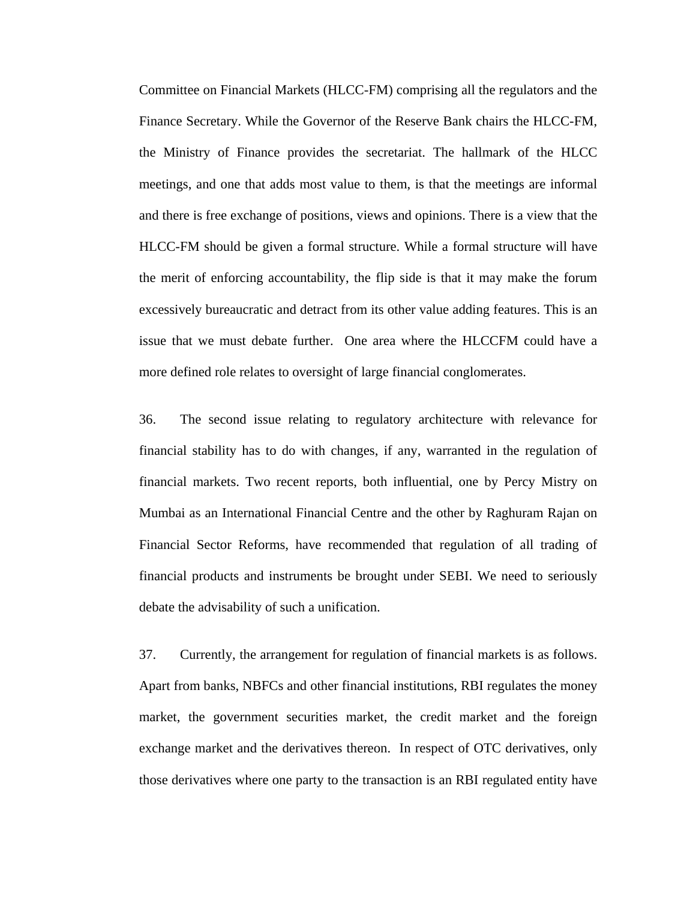Committee on Financial Markets (HLCC-FM) comprising all the regulators and the Finance Secretary. While the Governor of the Reserve Bank chairs the HLCC-FM, the Ministry of Finance provides the secretariat. The hallmark of the HLCC meetings, and one that adds most value to them, is that the meetings are informal and there is free exchange of positions, views and opinions. There is a view that the HLCC-FM should be given a formal structure. While a formal structure will have the merit of enforcing accountability, the flip side is that it may make the forum excessively bureaucratic and detract from its other value adding features. This is an issue that we must debate further. One area where the HLCCFM could have a more defined role relates to oversight of large financial conglomerates.

36. The second issue relating to regulatory architecture with relevance for financial stability has to do with changes, if any, warranted in the regulation of financial markets. Two recent reports, both influential, one by Percy Mistry on Mumbai as an International Financial Centre and the other by Raghuram Rajan on Financial Sector Reforms, have recommended that regulation of all trading of financial products and instruments be brought under SEBI. We need to seriously debate the advisability of such a unification.

37. Currently, the arrangement for regulation of financial markets is as follows. Apart from banks, NBFCs and other financial institutions, RBI regulates the money market, the government securities market, the credit market and the foreign exchange market and the derivatives thereon. In respect of OTC derivatives, only those derivatives where one party to the transaction is an RBI regulated entity have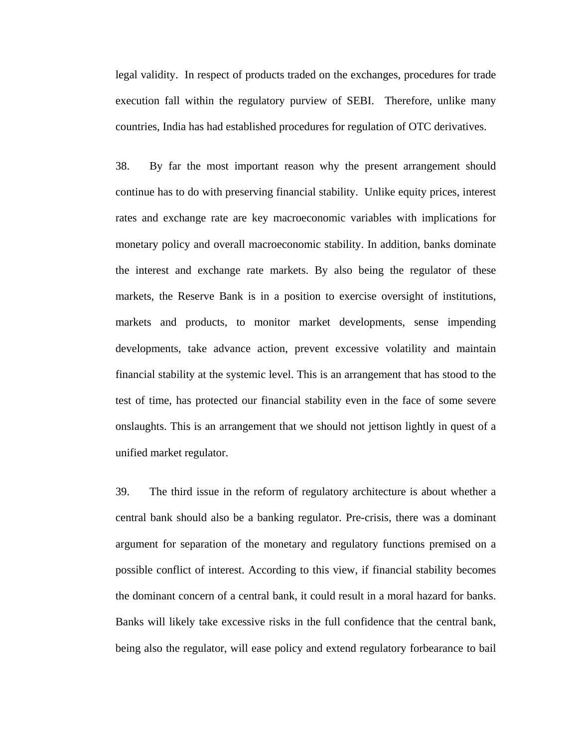legal validity. In respect of products traded on the exchanges, procedures for trade execution fall within the regulatory purview of SEBI. Therefore, unlike many countries, India has had established procedures for regulation of OTC derivatives.

38. By far the most important reason why the present arrangement should continue has to do with preserving financial stability. Unlike equity prices, interest rates and exchange rate are key macroeconomic variables with implications for monetary policy and overall macroeconomic stability. In addition, banks dominate the interest and exchange rate markets. By also being the regulator of these markets, the Reserve Bank is in a position to exercise oversight of institutions, markets and products, to monitor market developments, sense impending developments, take advance action, prevent excessive volatility and maintain financial stability at the systemic level. This is an arrangement that has stood to the test of time, has protected our financial stability even in the face of some severe onslaughts. This is an arrangement that we should not jettison lightly in quest of a unified market regulator.

39. The third issue in the reform of regulatory architecture is about whether a central bank should also be a banking regulator. Pre-crisis, there was a dominant argument for separation of the monetary and regulatory functions premised on a possible conflict of interest. According to this view, if financial stability becomes the dominant concern of a central bank, it could result in a moral hazard for banks. Banks will likely take excessive risks in the full confidence that the central bank, being also the regulator, will ease policy and extend regulatory forbearance to bail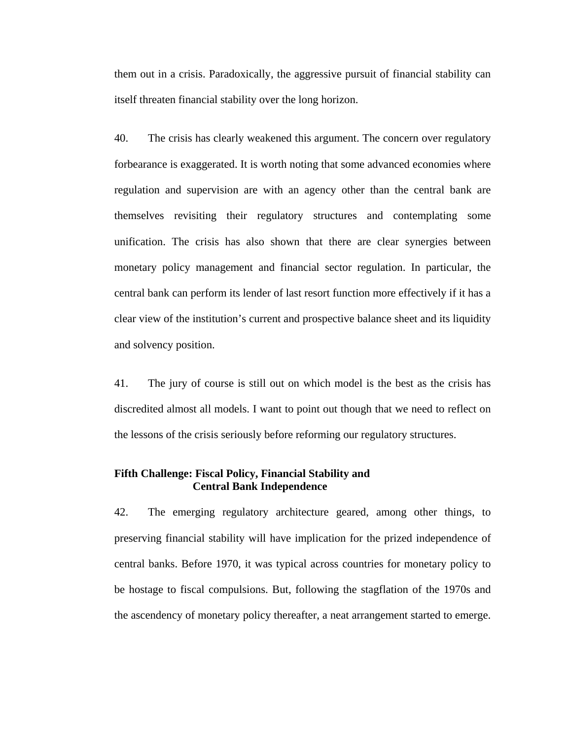them out in a crisis. Paradoxically, the aggressive pursuit of financial stability can itself threaten financial stability over the long horizon.

40. The crisis has clearly weakened this argument. The concern over regulatory forbearance is exaggerated. It is worth noting that some advanced economies where regulation and supervision are with an agency other than the central bank are themselves revisiting their regulatory structures and contemplating some unification. The crisis has also shown that there are clear synergies between monetary policy management and financial sector regulation. In particular, the central bank can perform its lender of last resort function more effectively if it has a clear view of the institution's current and prospective balance sheet and its liquidity and solvency position.

41. The jury of course is still out on which model is the best as the crisis has discredited almost all models. I want to point out though that we need to reflect on the lessons of the crisis seriously before reforming our regulatory structures.

### Fifth Challenge: Fiscal Policy, Financial Stability and Central Bank Independence

42. The emerging regulatory architecture geared, among other things, to preserving financial stability will have implication for the prized independence of central banks. Before 1970, it was typical across countries for monetary policy to be hostage to fiscal compulsions. But, following the stagflation of the 1970s and the ascendency of monetary policy thereafter, a neat arrangement started to emerge.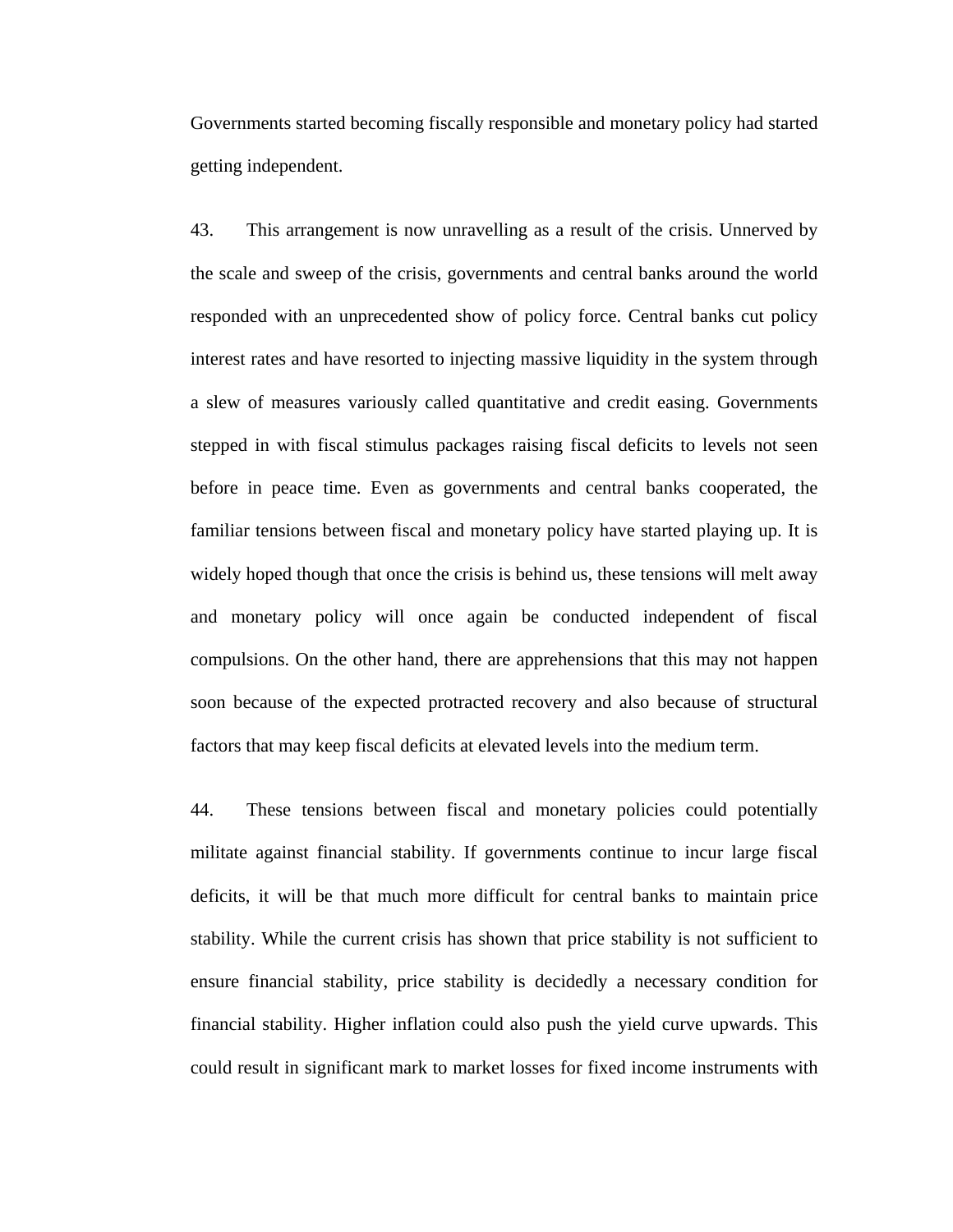Governments started becoming fiscally responsible and monetary policy had started getting independent.

43. This arrangement is now unravelling as a result of the crisis. Unnerved by the scale and sweep of the crisis, governments and central banks around the world responded with an unprecedented show of policy force. Central banks cut policy interest rates and have resorted to injecting massive liquidity in the system through a slew of measures variously called quantitative and credit easing. Governments stepped in with fiscal stimulus packages raising fiscal deficits to levels not seen before in peace time. Even as governments and central banks cooperated, the familiar tensions between fiscal and monetary policy have started playing up. It is widely hoped though that once the crisis is behind us, these tensions will melt away and monetary policy will once again be conducted independent of fiscal compulsions. On the other hand, there are apprehensions that this may not happen soon because of the expected protracted recovery and also because of structural factors that may keep fiscal deficits at elevated levels into the medium term.

44. These tensions between fiscal and monetary policies could potentially militate against financial stability. If governments continue to incur large fiscal deficits, it will be that much more difficult for central banks to maintain price stability. While the current crisis has shown that price stability is not sufficient to ensure financial stability, price stability is decidedly a necessary condition for financial stability. Higher inflation could also push the yield curve upwards. This could result in significant mark to market losses for fixed income instruments with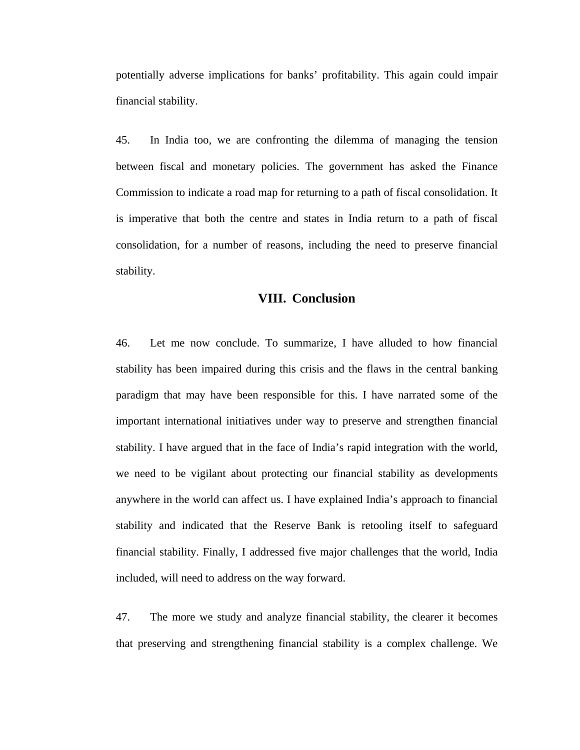potentially adverse implications for banks' profitability. This again could impair financial stability.

45. In India too, we are confronting the dilemma of managing the tension between fiscal and monetary policies. The government has asked the Finance Commission to indicate a road map for returning to a path of fiscal consolidation. It is imperative that both the centre and states in India return to a path of fiscal consolidation, for a number of reasons, including the need to preserve financial stability.

## VIII. Conclusion

46. Let me now conclude. To summarize, I have alluded to how financial stability has been impaired during this crisis and the flaws in the central banking paradigm that may have been responsible for this. I have narrated some of the important international initiatives under way to preserve and strengthen financial stability. I have argued that in the face of India's rapid integration with the world, we need to be vigilant about protecting our financial stability as developments anywhere in the world can affect us. I have explained India's approach to financial stability and indicated that the Reserve Bank is retooling itself to safeguard financial stability. Finally, I addressed five major challenges that the world, India included, will need to address on the way forward.

47. The more we study and analyze financial stability, the clearer it becomes that preserving and strengthening financial stability is a complex challenge. We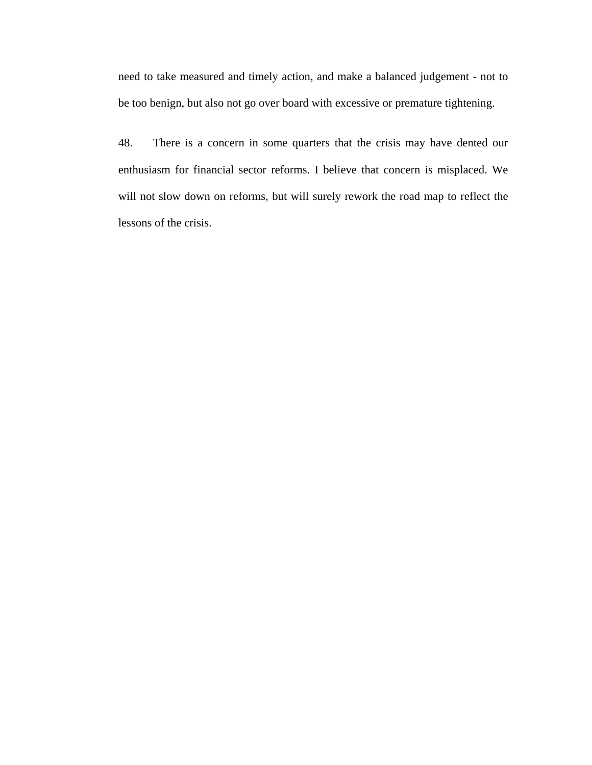need to take measured and timely action, and make a balanced judgement - not to be too benign, but also not go over board with excessive or premature tightening.

48. There is a concern in some quarters that the crisis may have dented our enthusiasm for financial sector reforms. I believe that concern is misplaced. We will not slow down on reforms, but will surely rework the road map to reflect the lessons of the crisis.